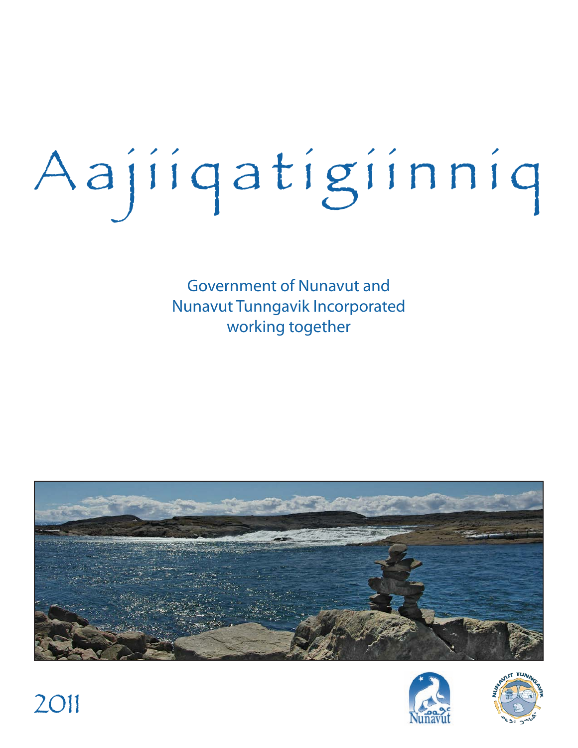# Aajiiqatigiinniq

Government of Nunavut and
Nunavut Tunngavik Incorporated
working together

2011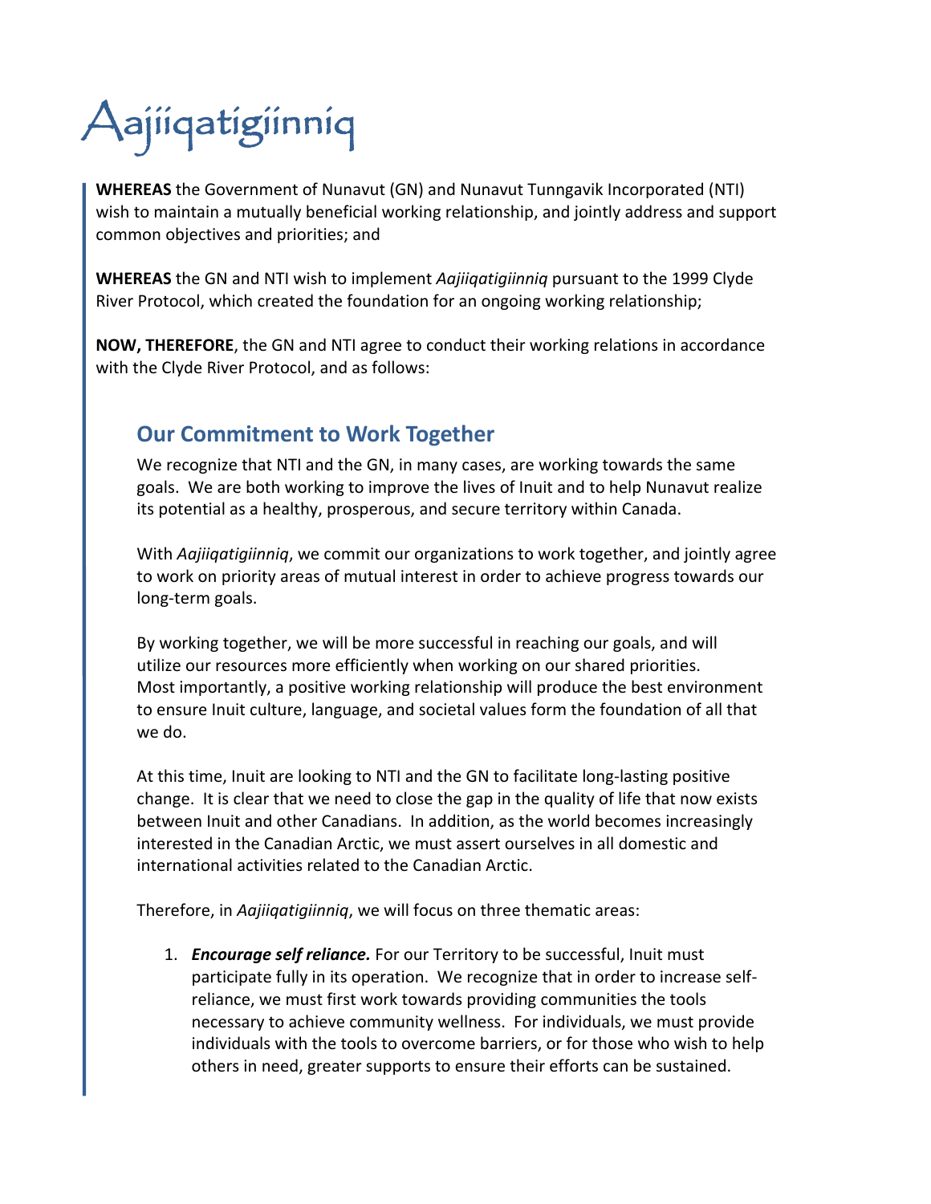# Aajiiqatigiinniq

**WHEREAS** the Government of Nunavut (GN) and Nunavut Tunngavik Incorporated (NTI) wish to maintain a mutually beneficial working relationship, and jointly address and support common objectives and priorities; and

**WHEREAS** the GN and NTI wish to implement *Aajiiqatigiinniq* pursuant to the 1999 Clyde River Protocol, which created the foundation for an ongoing working relationship;

**NOW, THEREFORE**, the GN and NTI agree to conduct their working relations in accordance with the Clyde River Protocol, and as follows:

## Our Commitment to Work Together

We recognize that NTI and the GN, in many cases, are working towards the same goals. We are both working to improve the lives of Inuit and to help Nunavut realize its potential as a healthy, prosperous, and secure territory within Canada.

With *Aajiiqatigiinniq*, we commit our organizations to work together, and jointly agree to work on priority areas of mutual interest in order to achieve progress towards our long-term goals.

By working together, we will be more successful in reaching our goals, and will utilize our resources more efficiently when working on our shared priorities. Most importantly, a positive working relationship will produce the best environment to ensure Inuit culture, language, and societal values form the foundation of all that we do.

At this time, Inuit are looking to NTI and the GN to facilitate long-lasting positive change. It is clear that we need to close the gap in the quality of life that now exists between Inuit and other Canadians. In addition, as the world becomes increasingly interested in the Canadian Arctic, we must assert ourselves in all domestic and international activities related to the Canadian Arctic.

Therefore, in *Aajiiqatigiinniq*, we will focus on three thematic areas:

1. ***Encourage self reliance.*** For our Territory to be successful, Inuit must participate fully in its operation. We recognize that in order to increase self-reliance, we must first work towards providing communities the tools necessary to achieve community wellness. For individuals, we must provide individuals with the tools to overcome barriers, or for those who wish to help others in need, greater supports to ensure their efforts can be sustained.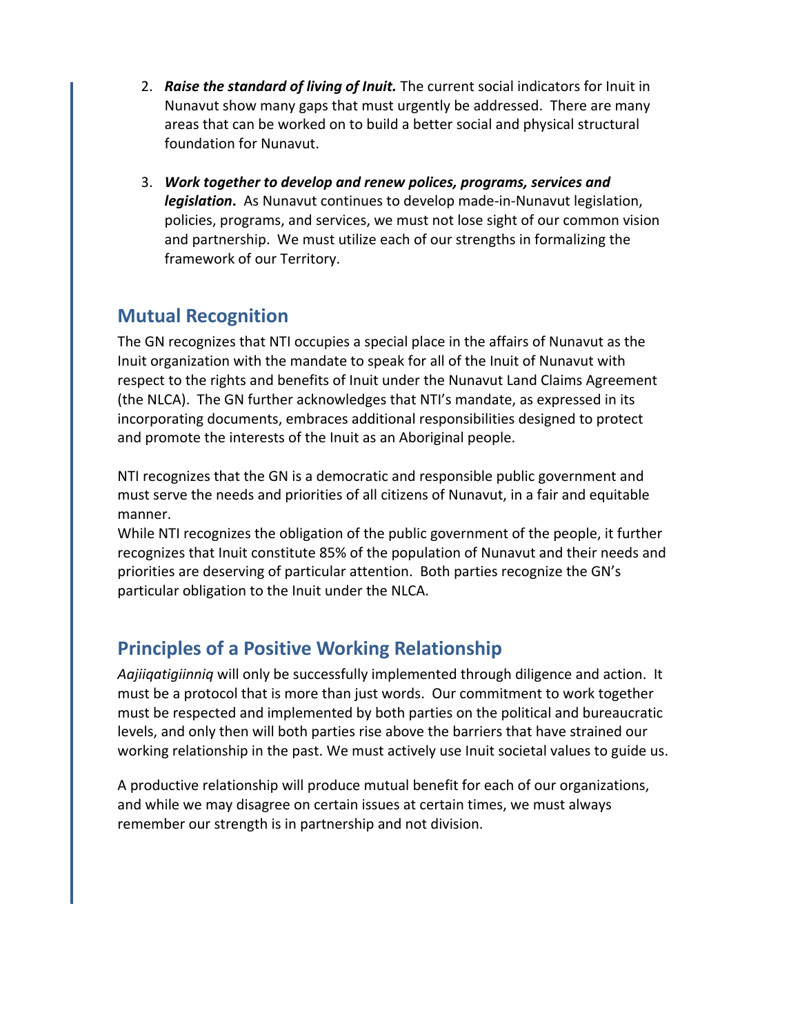2. ***Raise the standard of living of Inuit.*** The current social indicators for Inuit in Nunavut show many gaps that must urgently be addressed. There are many areas that can be worked on to build a better social and physical structural foundation for Nunavut.

3. ***Work together to develop and renew polices, programs, services and legislation*****.** As Nunavut continues to develop made-in-Nunavut legislation, policies, programs, and services, we must not lose sight of our common vision and partnership. We must utilize each of our strengths in formalizing the framework of our Territory.

## Mutual Recognition

The GN recognizes that NTI occupies a special place in the affairs of Nunavut as the Inuit organization with the mandate to speak for all of the Inuit of Nunavut with respect to the rights and benefits of Inuit under the Nunavut Land Claims Agreement (the NLCA). The GN further acknowledges that NTI's mandate, as expressed in its incorporating documents, embraces additional responsibilities designed to protect and promote the interests of the Inuit as an Aboriginal people.

NTI recognizes that the GN is a democratic and responsible public government and must serve the needs and priorities of all citizens of Nunavut, in a fair and equitable manner.

While NTI recognizes the obligation of the public government of the people, it further recognizes that Inuit constitute 85% of the population of Nunavut and their needs and priorities are deserving of particular attention. Both parties recognize the GN's particular obligation to the Inuit under the NLCA.

## Principles of a Positive Working Relationship

*Aajiiqatigiinniq* will only be successfully implemented through diligence and action. It must be a protocol that is more than just words. Our commitment to work together must be respected and implemented by both parties on the political and bureaucratic levels, and only then will both parties rise above the barriers that have strained our working relationship in the past. We must actively use Inuit societal values to guide us.

A productive relationship will produce mutual benefit for each of our organizations, and while we may disagree on certain issues at certain times, we must always remember our strength is in partnership and not division.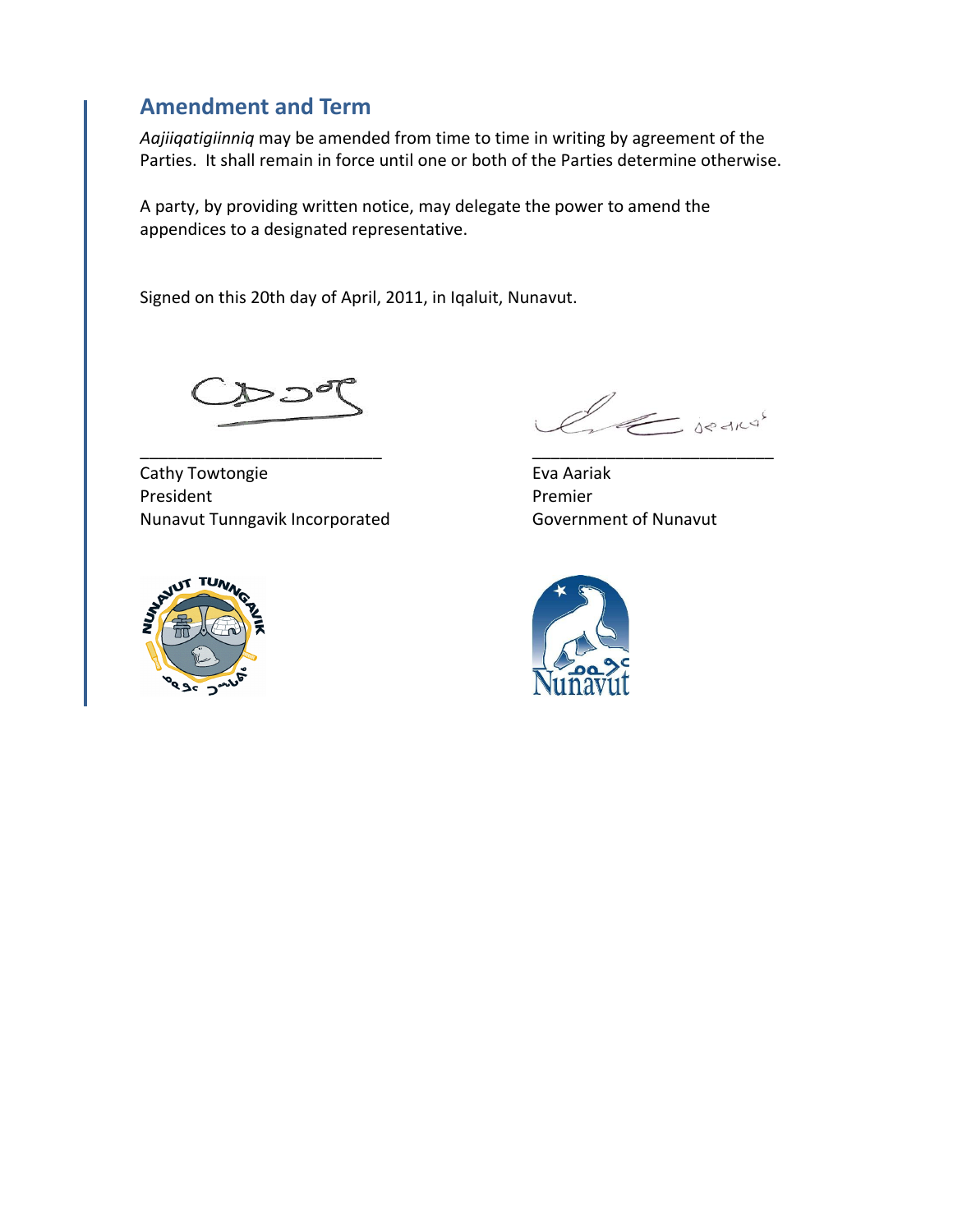## Amendment and Term

*Aajiiqatigiinniq* may be amended from time to time in writing by agreement of the Parties. It shall remain in force until one or both of the Parties determine otherwise.

A party, by providing written notice, may delegate the power to amend the appendices to a designated representative.

Signed on this 20th day of April, 2011, in Iqaluit, Nunavut.

\_\_\_\_\_\_\_\_\_\_\_\_\_\_\_\_\_\_\_\_\_\_\_\_\_\_\_
Cathy Towtongie
President
Nunavut Tunngavik Incorporated

\_\_\_\_\_\_\_\_\_\_\_\_\_\_\_\_\_\_\_\_\_\_\_\_\_\_\_
Eva Aariak
Premier
Government of Nunavut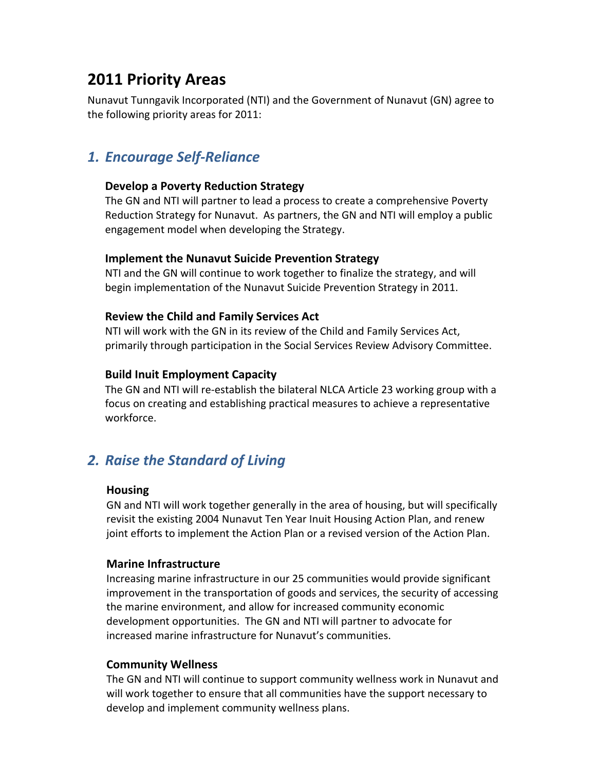# 2011 Priority Areas

Nunavut Tunngavik Incorporated (NTI) and the Government of Nunavut (GN) agree to the following priority areas for 2011:

## *1. Encourage Self-Reliance*

**Develop a Poverty Reduction Strategy**

The GN and NTI will partner to lead a process to create a comprehensive Poverty Reduction Strategy for Nunavut. As partners, the GN and NTI will employ a public engagement model when developing the Strategy.

**Implement the Nunavut Suicide Prevention Strategy**

NTI and the GN will continue to work together to finalize the strategy, and will begin implementation of the Nunavut Suicide Prevention Strategy in 2011.

**Review the Child and Family Services Act**

NTI will work with the GN in its review of the Child and Family Services Act, primarily through participation in the Social Services Review Advisory Committee.

**Build Inuit Employment Capacity**

The GN and NTI will re-establish the bilateral NLCA Article 23 working group with a focus on creating and establishing practical measures to achieve a representative workforce.

## *2. Raise the Standard of Living*

**Housing**

GN and NTI will work together generally in the area of housing, but will specifically revisit the existing 2004 Nunavut Ten Year Inuit Housing Action Plan, and renew joint efforts to implement the Action Plan or a revised version of the Action Plan.

**Marine Infrastructure**

Increasing marine infrastructure in our 25 communities would provide significant improvement in the transportation of goods and services, the security of accessing the marine environment, and allow for increased community economic development opportunities. The GN and NTI will partner to advocate for increased marine infrastructure for Nunavut's communities.

**Community Wellness**

The GN and NTI will continue to support community wellness work in Nunavut and will work together to ensure that all communities have the support necessary to develop and implement community wellness plans.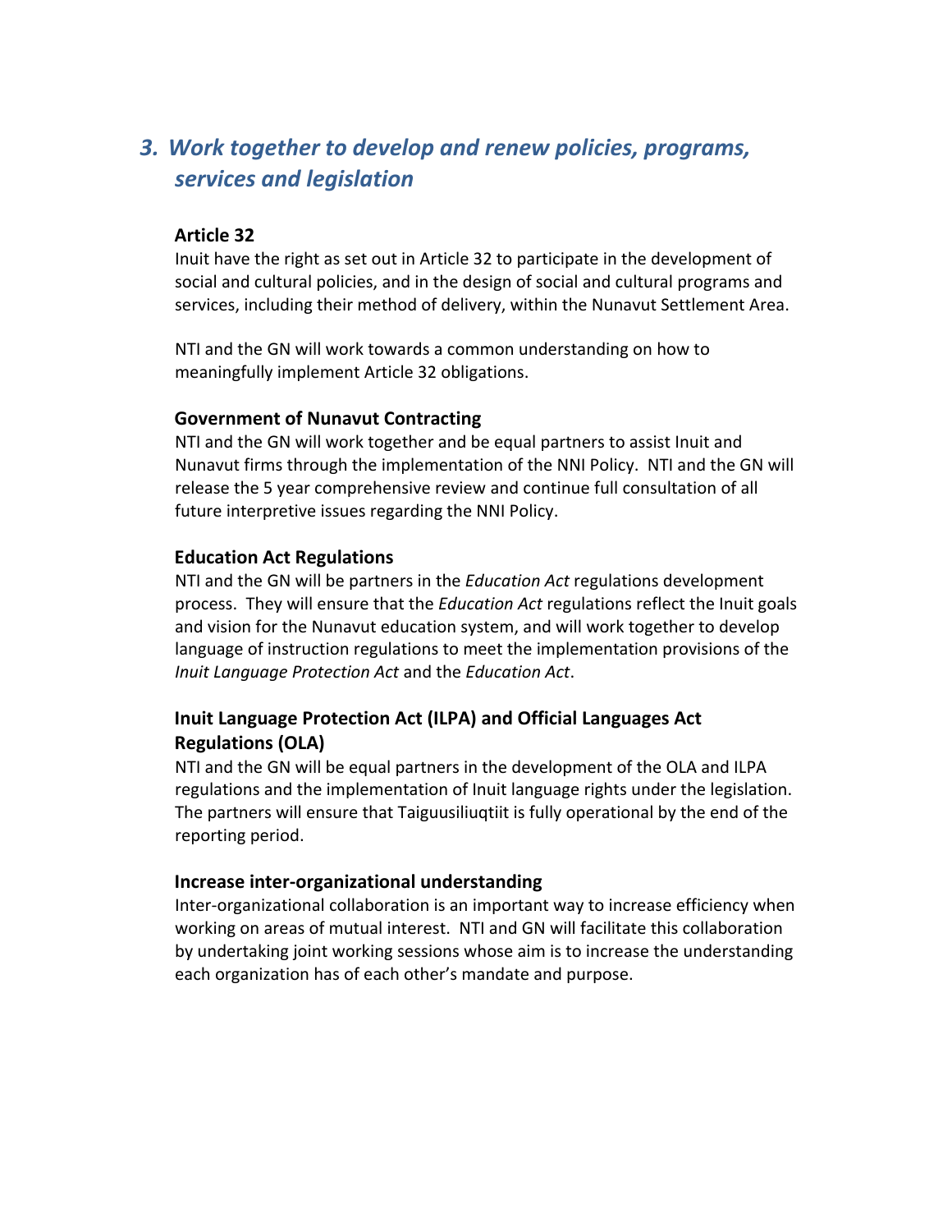## *3. Work together to develop and renew policies, programs, services and legislation*

### Article 32

Inuit have the right as set out in Article 32 to participate in the development of social and cultural policies, and in the design of social and cultural programs and services, including their method of delivery, within the Nunavut Settlement Area.

NTI and the GN will work towards a common understanding on how to meaningfully implement Article 32 obligations.

### Government of Nunavut Contracting

NTI and the GN will work together and be equal partners to assist Inuit and Nunavut firms through the implementation of the NNI Policy. NTI and the GN will release the 5 year comprehensive review and continue full consultation of all future interpretive issues regarding the NNI Policy.

### Education Act Regulations

NTI and the GN will be partners in the *Education Act* regulations development process. They will ensure that the *Education Act* regulations reflect the Inuit goals and vision for the Nunavut education system, and will work together to develop language of instruction regulations to meet the implementation provisions of the *Inuit Language Protection Act* and the *Education Act*.

### Inuit Language Protection Act (ILPA) and Official Languages Act Regulations (OLA)

NTI and the GN will be equal partners in the development of the OLA and ILPA regulations and the implementation of Inuit language rights under the legislation. The partners will ensure that Taiguusiliuqtiit is fully operational by the end of the reporting period.

### Increase inter-organizational understanding

Inter-organizational collaboration is an important way to increase efficiency when working on areas of mutual interest. NTI and GN will facilitate this collaboration by undertaking joint working sessions whose aim is to increase the understanding each organization has of each other's mandate and purpose.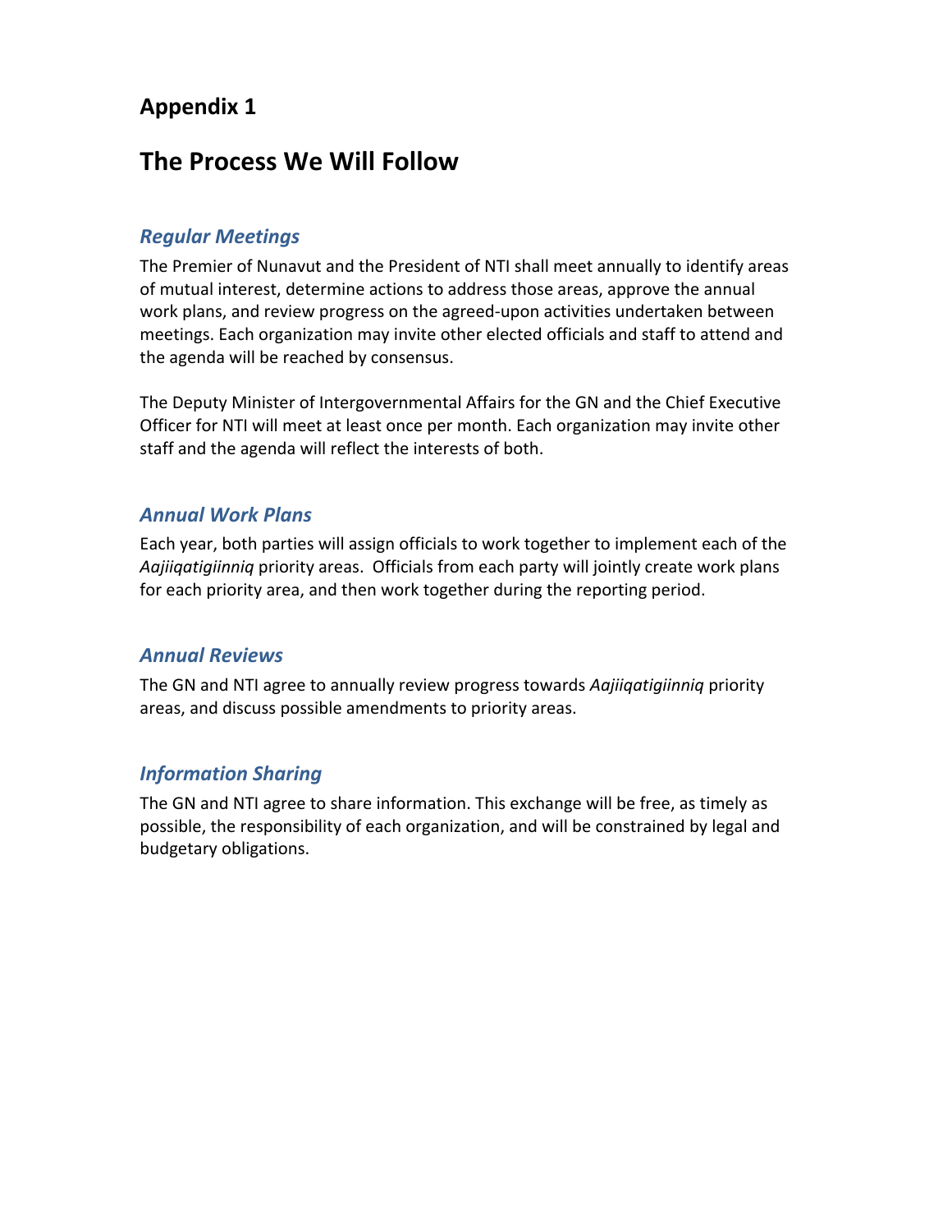## Appendix 1

# The Process We Will Follow

### *Regular Meetings*

The Premier of Nunavut and the President of NTI shall meet annually to identify areas of mutual interest, determine actions to address those areas, approve the annual work plans, and review progress on the agreed-upon activities undertaken between meetings. Each organization may invite other elected officials and staff to attend and the agenda will be reached by consensus.

The Deputy Minister of Intergovernmental Affairs for the GN and the Chief Executive Officer for NTI will meet at least once per month. Each organization may invite other staff and the agenda will reflect the interests of both.

### *Annual Work Plans*

Each year, both parties will assign officials to work together to implement each of the *Aajiiqatigiinniq* priority areas. Officials from each party will jointly create work plans for each priority area, and then work together during the reporting period.

### *Annual Reviews*

The GN and NTI agree to annually review progress towards *Aajiiqatigiinniq* priority areas, and discuss possible amendments to priority areas.

### *Information Sharing*

The GN and NTI agree to share information. This exchange will be free, as timely as possible, the responsibility of each organization, and will be constrained by legal and budgetary obligations.